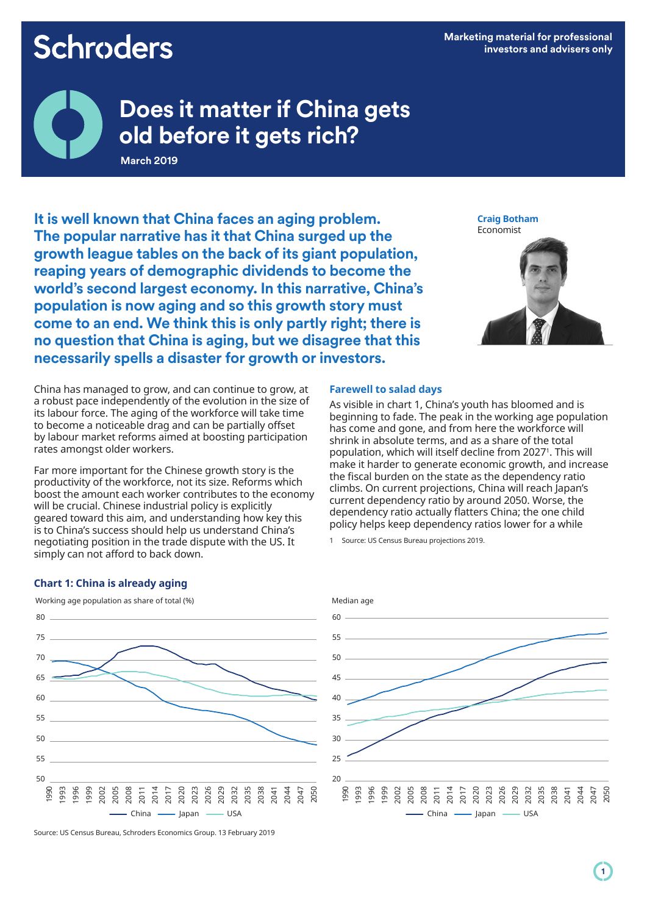Marketing material for professional investors and advisers only

# Does it matter if China gets old before it gets rich?

March 2019

**It is well known that China faces an aging problem. The popular narrative has it that China surged up the growth league tables on the back of its giant population, reaping years of demographic dividends to become the world's second largest economy. In this narrative, China's population is now aging and so this growth story must come to an end. We think this is only partly right; there is no question that China is aging, but we disagree that this necessarily spells a disaster for growth or investors.**

**Craig Botham**
Economist

China has managed to grow, and can continue to grow, at a robust pace independently of the evolution in the size of its labour force. The aging of the workforce will take time to become a noticeable drag and can be partially offset by labour market reforms aimed at boosting participation rates amongst older workers.

Far more important for the Chinese growth story is the productivity of the workforce, not its size. Reforms which boost the amount each worker contributes to the economy will be crucial. Chinese industrial policy is explicitly geared toward this aim, and understanding how key this is to China's success should help us understand China's negotiating position in the trade dispute with the US. It simply can not afford to back down.

## Farewell to salad days

As visible in chart 1, China's youth has bloomed and is beginning to fade. The peak in the working age population has come and gone, and from here the workforce will shrink in absolute terms, and as a share of the total population, which will itself decline from 2027[1]. This will make it harder to generate economic growth, and increase the fiscal burden on the state as the dependency ratio climbs. On current projections, China will reach Japan's current dependency ratio by around 2050. Worse, the dependency ratio actually flatters China; the one child policy helps keep dependency ratios lower for a while

1 Source: US Census Bureau projections 2019.

### Chart 1: China is already aging

Source: US Census Bureau, Schroders Economics Group. 13 February 2019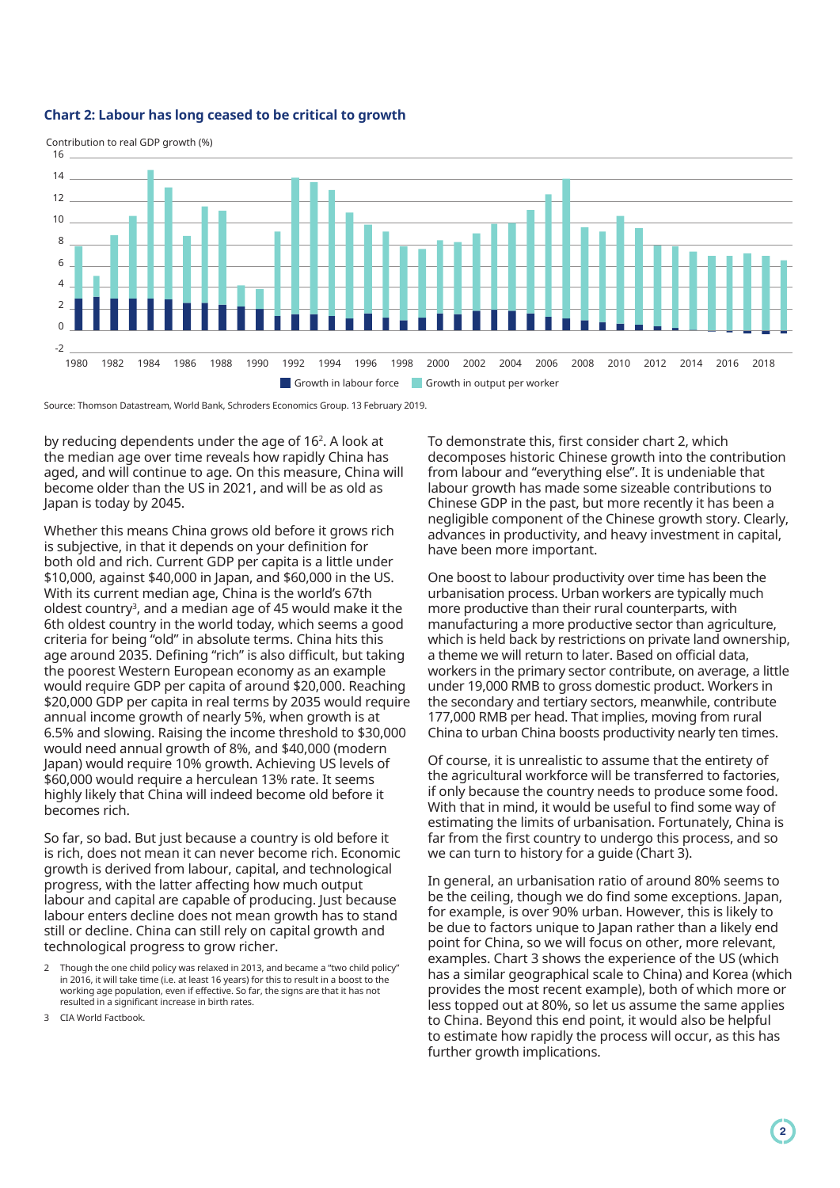### Chart 2: Labour has long ceased to be critical to growth

Contribution to real GDP growth (%)

Growth in labour force | Growth in output per worker

Source: Thomson Datastream, World Bank, Schroders Economics Group. 13 February 2019.

by reducing dependents under the age of 16[2]. A look at the median age over time reveals how rapidly China has aged, and will continue to age. On this measure, China will become older than the US in 2021, and will be as old as Japan is today by 2045.

Whether this means China grows old before it grows rich is subjective, in that it depends on your definition for both old and rich. Current GDP per capita is a little under $10,000, against $40,000 in Japan, and $60,000 in the US. With its current median age, China is the world's 67th oldest country[3], and a median age of 45 would make it the 6th oldest country in the world today, which seems a good criteria for being "old" in absolute terms. China hits this age around 2035. Defining "rich" is also difficult, but taking the poorest Western European economy as an example would require GDP per capita of around $20,000. Reaching $20,000 GDP per capita in real terms by 2035 would require annual income growth of nearly 5%, when growth is at 6.5% and slowing. Raising the income threshold to $30,000 would need annual growth of 8%, and $40,000 (modern Japan) would require 10% growth. Achieving US levels of $60,000 would require a herculean 13% rate. It seems highly likely that China will indeed become old before it becomes rich.

So far, so bad. But just because a country is old before it is rich, does not mean it can never become rich. Economic growth is derived from labour, capital, and technological progress, with the latter affecting how much output labour and capital are capable of producing. Just because labour enters decline does not mean growth has to stand still or decline. China can still rely on capital growth and technological progress to grow richer.

2 Though the one child policy was relaxed in 2013, and became a "two child policy" in 2016, it will take time (i.e. at least 16 years) for this to result in a boost to the working age population, even if effective. So far, the signs are that it has not resulted in a significant increase in birth rates.

3 CIA World Factbook.

To demonstrate this, first consider chart 2, which decomposes historic Chinese growth into the contribution from labour and "everything else". It is undeniable that labour growth has made some sizeable contributions to Chinese GDP in the past, but more recently it has been a negligible component of the Chinese growth story. Clearly, advances in productivity, and heavy investment in capital, have been more important.

One boost to labour productivity over time has been the urbanisation process. Urban workers are typically much more productive than their rural counterparts, with manufacturing a more productive sector than agriculture, which is held back by restrictions on private land ownership, a theme we will return to later. Based on official data, workers in the primary sector contribute, on average, a little under 19,000 RMB to gross domestic product. Workers in the secondary and tertiary sectors, meanwhile, contribute 177,000 RMB per head. That implies, moving from rural China to urban China boosts productivity nearly ten times.

Of course, it is unrealistic to assume that the entirety of the agricultural workforce will be transferred to factories, if only because the country needs to produce some food. With that in mind, it would be useful to find some way of estimating the limits of urbanisation. Fortunately, China is far from the first country to undergo this process, and so we can turn to history for a guide (Chart 3).

In general, an urbanisation ratio of around 80% seems to be the ceiling, though we do find some exceptions. Japan, for example, is over 90% urban. However, this is likely to be due to factors unique to Japan rather than a likely end point for China, so we will focus on other, more relevant, examples. Chart 3 shows the experience of the US (which has a similar geographical scale to China) and Korea (which provides the most recent example), both of which more or less topped out at 80%, so let us assume the same applies to China. Beyond this end point, it would also be helpful to estimate how rapidly the process will occur, as this has further growth implications.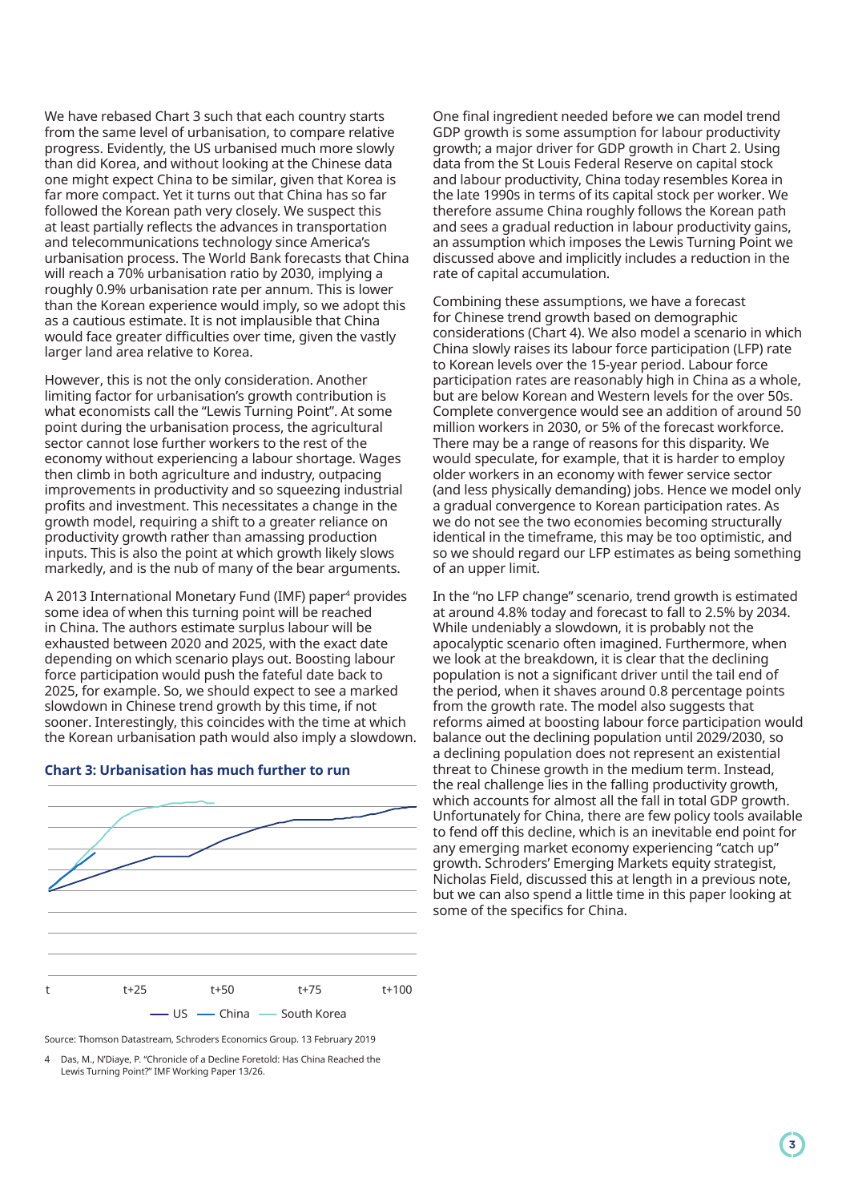We have rebased Chart 3 such that each country starts from the same level of urbanisation, to compare relative progress. Evidently, the US urbanised much more slowly than did Korea, and without looking at the Chinese data one might expect China to be similar, given that Korea is far more compact. Yet it turns out that China has so far followed the Korean path very closely. We suspect this at least partially reflects the advances in transportation and telecommunications technology since America's urbanisation process. The World Bank forecasts that China will reach a 70% urbanisation ratio by 2030, implying a roughly 0.9% urbanisation rate per annum. This is lower than the Korean experience would imply, so we adopt this as a cautious estimate. It is not implausible that China would face greater difficulties over time, given the vastly larger land area relative to Korea.

However, this is not the only consideration. Another limiting factor for urbanisation's growth contribution is what economists call the "Lewis Turning Point". At some point during the urbanisation process, the agricultural sector cannot lose further workers to the rest of the economy without experiencing a labour shortage. Wages then climb in both agriculture and industry, outpacing improvements in productivity and so squeezing industrial profits and investment. This necessitates a change in the growth model, requiring a shift to a greater reliance on productivity growth rather than amassing production inputs. This is also the point at which growth likely slows markedly, and is the nub of many of the bear arguments.

A 2013 International Monetary Fund (IMF) paper[4] provides some idea of when this turning point will be reached in China. The authors estimate surplus labour will be exhausted between 2020 and 2025, with the exact date depending on which scenario plays out. Boosting labour force participation would push the fateful date back to 2025, for example. So, we should expect to see a marked slowdown in Chinese trend growth by this time, if not sooner. Interestingly, this coincides with the time at which the Korean urbanisation path would also imply a slowdown.

**Chart 3: Urbanisation has much further to run**

t | t+25 | t+50 | t+75 | t+100

— US — China — South Korea

Source: Thomson Datastream, Schroders Economics Group. 13 February 2019

One final ingredient needed before we can model trend GDP growth is some assumption for labour productivity growth; a major driver for GDP growth in Chart 2. Using data from the St Louis Federal Reserve on capital stock and labour productivity, China today resembles Korea in the late 1990s in terms of its capital stock per worker. We therefore assume China roughly follows the Korean path and sees a gradual reduction in labour productivity gains, an assumption which imposes the Lewis Turning Point we discussed above and implicitly includes a reduction in the rate of capital accumulation.

Combining these assumptions, we have a forecast for Chinese trend growth based on demographic considerations (Chart 4). We also model a scenario in which China slowly raises its labour force participation (LFP) rate to Korean levels over the 15-year period. Labour force participation rates are reasonably high in China as a whole, but are below Korean and Western levels for the over 50s. Complete convergence would see an addition of around 50 million workers in 2030, or 5% of the forecast workforce. There may be a range of reasons for this disparity. We would speculate, for example, that it is harder to employ older workers in an economy with fewer service sector (and less physically demanding) jobs. Hence we model only a gradual convergence to Korean participation rates. As we do not see the two economies becoming structurally identical in the timeframe, this may be too optimistic, and so we should regard our LFP estimates as being something of an upper limit.

In the "no LFP change" scenario, trend growth is estimated at around 4.8% today and forecast to fall to 2.5% by 2034. While undeniably a slowdown, it is probably not the apocalyptic scenario often imagined. Furthermore, when we look at the breakdown, it is clear that the declining population is not a significant driver until the tail end of the period, when it shaves around 0.8 percentage points from the growth rate. The model also suggests that reforms aimed at boosting labour force participation would balance out the declining population until 2029/2030, so a declining population does not represent an existential threat to Chinese growth in the medium term. Instead, the real challenge lies in the falling productivity growth, which accounts for almost all the fall in total GDP growth. Unfortunately for China, there are few policy tools available to fend off this decline, which is an inevitable end point for any emerging market economy experiencing "catch up" growth. Schroders' Emerging Markets equity strategist, Nicholas Field, discussed this at length in a previous note, but we can also spend a little time in this paper looking at some of the specifics for China.

---

4 Das, M., N'Diaye, P. "Chronicle of a Decline Foretold: Has China Reached the Lewis Turning Point?" IMF Working Paper 13/26.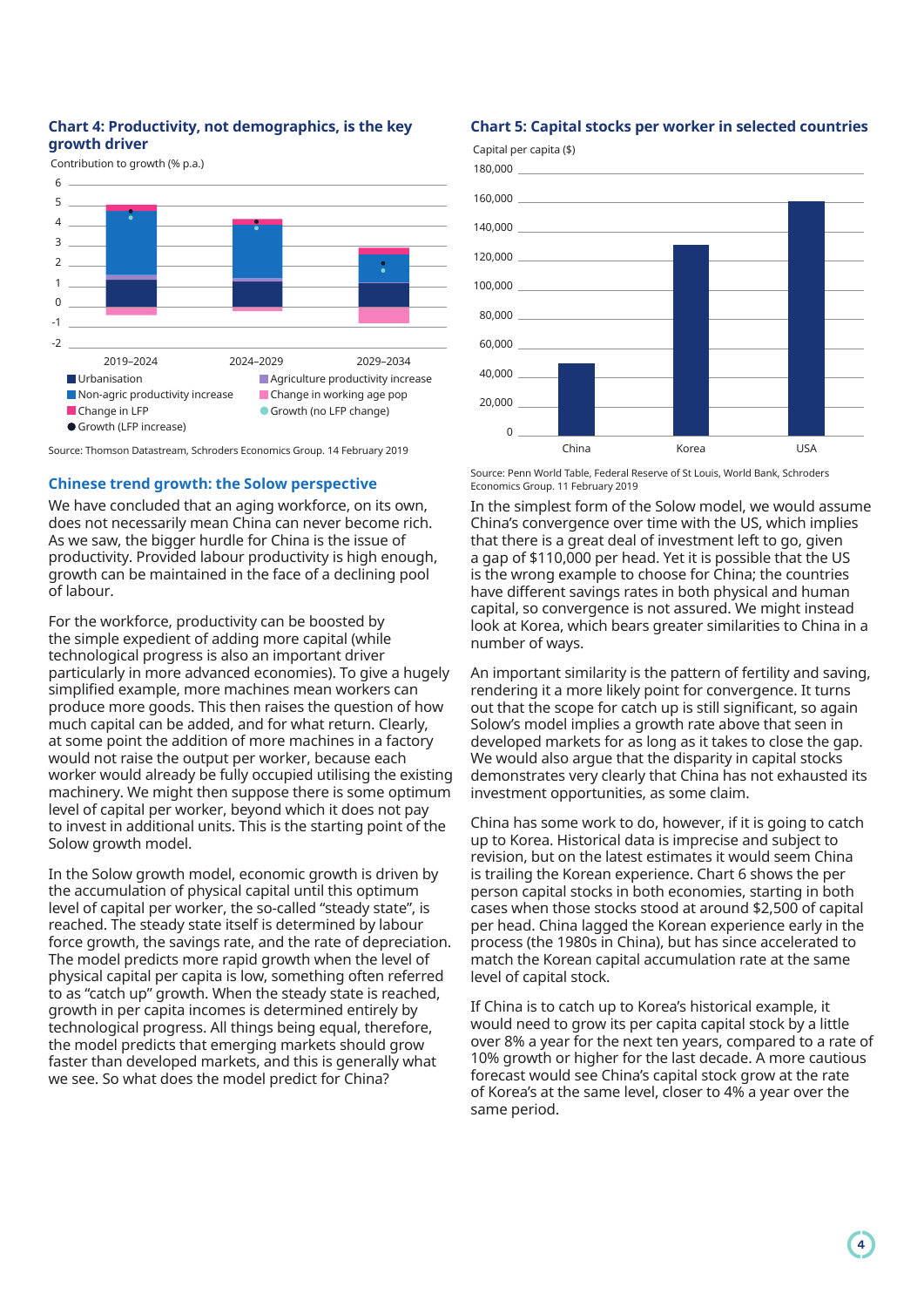### Chart 4: Productivity, not demographics, is the key growth driver

Contribution to growth (% p.a.)

Source: Thomson Datastream, Schroders Economics Group. 14 February 2019

### Chart 5: Capital stocks per worker in selected countries

Capital per capita ($)

Source: Penn World Table, Federal Reserve of St Louis, World Bank, Schroders Economics Group. 11 February 2019

## Chinese trend growth: the Solow perspective

We have concluded that an aging workforce, on its own, does not necessarily mean China can never become rich. As we saw, the bigger hurdle for China is the issue of productivity. Provided labour productivity is high enough, growth can be maintained in the face of a declining pool of labour.

For the workforce, productivity can be boosted by the simple expedient of adding more capital (while technological progress is also an important driver particularly in more advanced economies). To give a hugely simplified example, more machines mean workers can produce more goods. This then raises the question of how much capital can be added, and for what return. Clearly, at some point the addition of more machines in a factory would not raise the output per worker, because each worker would already be fully occupied utilising the existing machinery. We might then suppose there is some optimum level of capital per worker, beyond which it does not pay to invest in additional units. This is the starting point of the Solow growth model.

In the Solow growth model, economic growth is driven by the accumulation of physical capital until this optimum level of capital per worker, the so-called "steady state", is reached. The steady state itself is determined by labour force growth, the savings rate, and the rate of depreciation. The model predicts more rapid growth when the level of physical capital per capita is low, something often referred to as "catch up" growth. When the steady state is reached, growth in per capita incomes is determined entirely by technological progress. All things being equal, therefore, the model predicts that emerging markets should grow faster than developed markets, and this is generally what we see. So what does the model predict for China?

In the simplest form of the Solow model, we would assume China's convergence over time with the US, which implies that there is a great deal of investment left to go, given a gap of $110,000 per head. Yet it is possible that the US is the wrong example to choose for China; the countries have different savings rates in both physical and human capital, so convergence is not assured. We might instead look at Korea, which bears greater similarities to China in a number of ways.

An important similarity is the pattern of fertility and saving, rendering it a more likely point for convergence. It turns out that the scope for catch up is still significant, so again Solow's model implies a growth rate above that seen in developed markets for as long as it takes to close the gap. We would also argue that the disparity in capital stocks demonstrates very clearly that China has not exhausted its investment opportunities, as some claim.

China has some work to do, however, if it is going to catch up to Korea. Historical data is imprecise and subject to revision, but on the latest estimates it would seem China is trailing the Korean experience. Chart 6 shows the per person capital stocks in both economies, starting in both cases when those stocks stood at around $2,500 of capital per head. China lagged the Korean experience early in the process (the 1980s in China), but has since accelerated to match the Korean capital accumulation rate at the same level of capital stock.

If China is to catch up to Korea's historical example, it would need to grow its per capita capital stock by a little over 8% a year for the next ten years, compared to a rate of 10% growth or higher for the last decade. A more cautious forecast would see China's capital stock grow at the rate of Korea's at the same level, closer to 4% a year over the same period.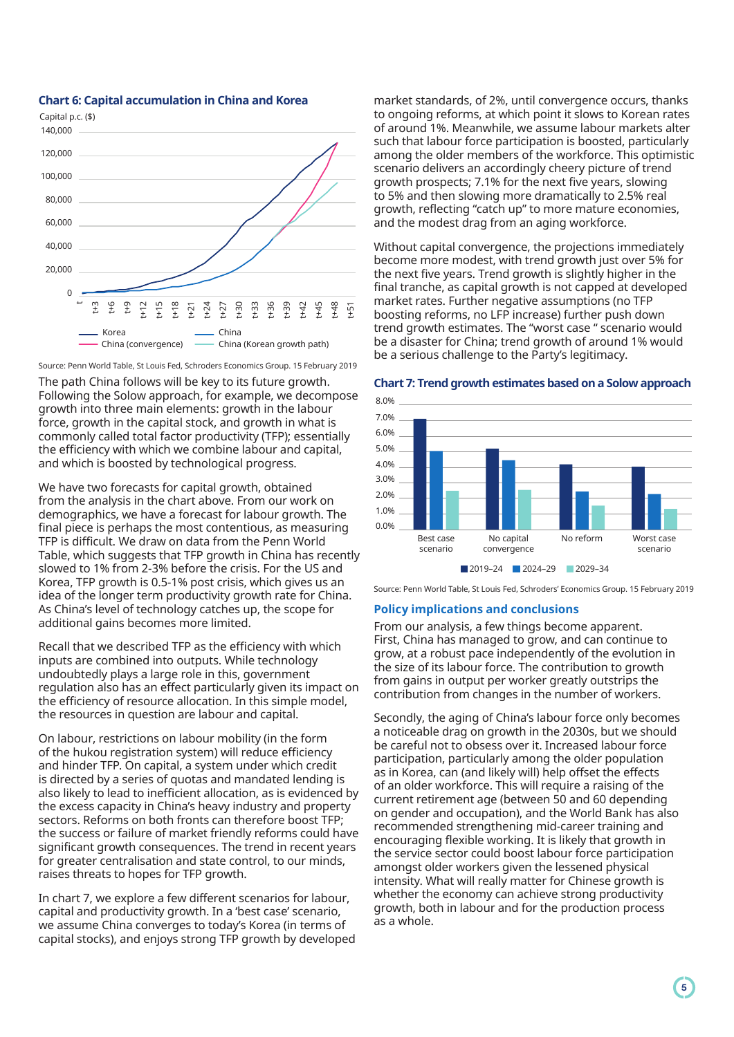**Chart 6: Capital accumulation in China and Korea**

Source: Penn World Table, St Louis Fed, Schroders Economics Group. 15 February 2019

The path China follows will be key to its future growth. Following the Solow approach, for example, we decompose growth into three main elements: growth in the labour force, growth in the capital stock, and growth in what is commonly called total factor productivity (TFP); essentially the efficiency with which we combine labour and capital, and which is boosted by technological progress.

We have two forecasts for capital growth, obtained from the analysis in the chart above. From our work on demographics, we have a forecast for labour growth. The final piece is perhaps the most contentious, as measuring TFP is difficult. We draw on data from the Penn World Table, which suggests that TFP growth in China has recently slowed to 1% from 2-3% before the crisis. For the US and Korea, TFP growth is 0.5-1% post crisis, which gives us an idea of the longer term productivity growth rate for China. As China's level of technology catches up, the scope for additional gains becomes more limited.

Recall that we described TFP as the efficiency with which inputs are combined into outputs. While technology undoubtedly plays a large role in this, government regulation also has an effect particularly given its impact on the efficiency of resource allocation. In this simple model, the resources in question are labour and capital.

On labour, restrictions on labour mobility (in the form of the hukou registration system) will reduce efficiency and hinder TFP. On capital, a system under which credit is directed by a series of quotas and mandated lending is also likely to lead to inefficient allocation, as is evidenced by the excess capacity in China's heavy industry and property sectors. Reforms on both fronts can therefore boost TFP; the success or failure of market friendly reforms could have significant growth consequences. The trend in recent years for greater centralisation and state control, to our minds, raises threats to hopes for TFP growth.

In chart 7, we explore a few different scenarios for labour, capital and productivity growth. In a 'best case' scenario, we assume China converges to today's Korea (in terms of capital stocks), and enjoys strong TFP growth by developed market standards, of 2%, until convergence occurs, thanks to ongoing reforms, at which point it slows to Korean rates of around 1%. Meanwhile, we assume labour markets alter such that labour force participation is boosted, particularly among the older members of the workforce. This optimistic scenario delivers an accordingly cheery picture of trend growth prospects; 7.1% for the next five years, slowing to 5% and then slowing more dramatically to 2.5% real growth, reflecting "catch up" to more mature economies, and the modest drag from an aging workforce.

Without capital convergence, the projections immediately become more modest, with trend growth just over 5% for the next five years. Trend growth is slightly higher in the final tranche, as capital growth is not capped at developed market rates. Further negative assumptions (no TFP boosting reforms, no LFP increase) further push down trend growth estimates. The "worst case " scenario would be a disaster for China; trend growth of around 1% would be a serious challenge to the Party's legitimacy.

**Chart 7: Trend growth estimates based on a Solow approach**

Source: Penn World Table, St Louis Fed, Schroders' Economics Group. 15 February 2019

## Policy implications and conclusions

From our analysis, a few things become apparent. First, China has managed to grow, and can continue to grow, at a robust pace independently of the evolution in the size of its labour force. The contribution to growth from gains in output per worker greatly outstrips the contribution from changes in the number of workers.

Secondly, the aging of China's labour force only becomes a noticeable drag on growth in the 2030s, but we should be careful not to obsess over it. Increased labour force participation, particularly among the older population as in Korea, can (and likely will) help offset the effects of an older workforce. This will require a raising of the current retirement age (between 50 and 60 depending on gender and occupation), and the World Bank has also recommended strengthening mid-career training and encouraging flexible working. It is likely that growth in the service sector could boost labour force participation amongst older workers given the lessened physical intensity. What will really matter for Chinese growth is whether the economy can achieve strong productivity growth, both in labour and for the production process as a whole.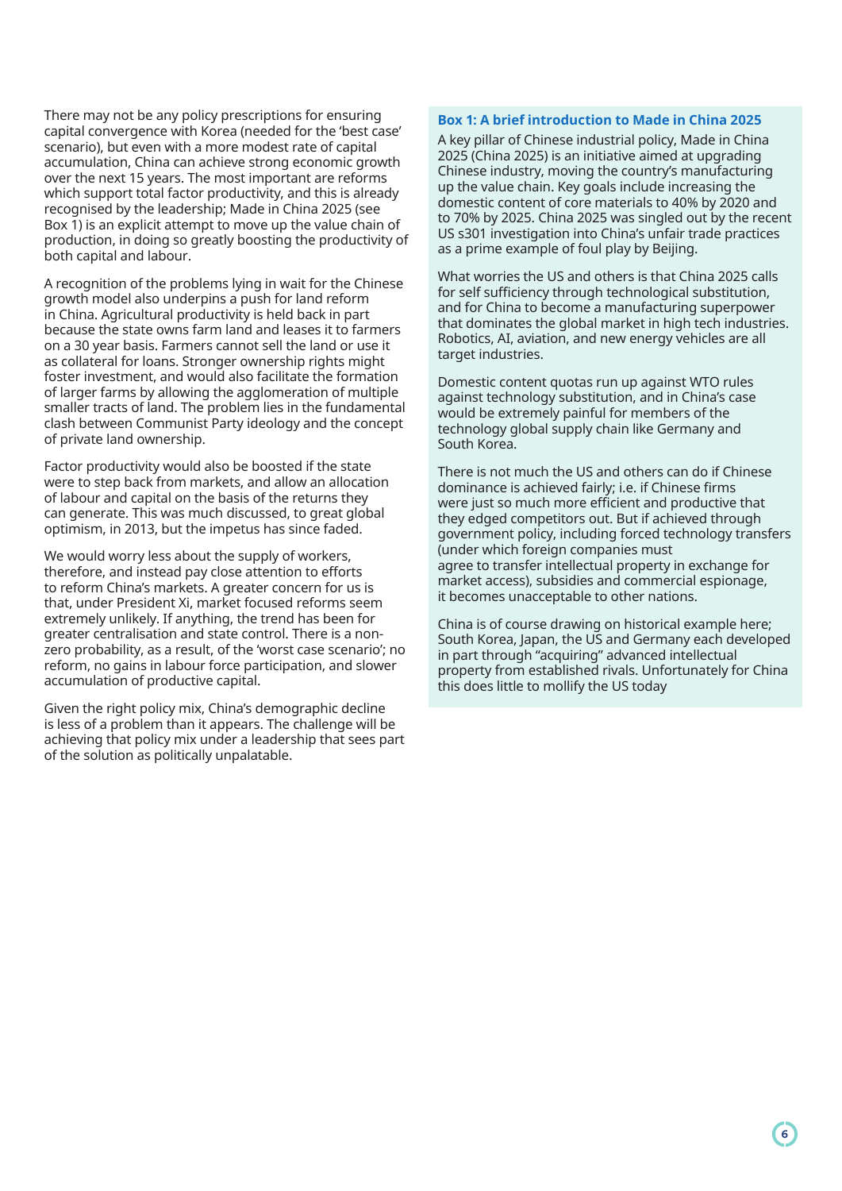There may not be any policy prescriptions for ensuring capital convergence with Korea (needed for the 'best case' scenario), but even with a more modest rate of capital accumulation, China can achieve strong economic growth over the next 15 years. The most important are reforms which support total factor productivity, and this is already recognised by the leadership; Made in China 2025 (see Box 1) is an explicit attempt to move up the value chain of production, in doing so greatly boosting the productivity of both capital and labour.

A recognition of the problems lying in wait for the Chinese growth model also underpins a push for land reform in China. Agricultural productivity is held back in part because the state owns farm land and leases it to farmers on a 30 year basis. Farmers cannot sell the land or use it as collateral for loans. Stronger ownership rights might foster investment, and would also facilitate the formation of larger farms by allowing the agglomeration of multiple smaller tracts of land. The problem lies in the fundamental clash between Communist Party ideology and the concept of private land ownership.

Factor productivity would also be boosted if the state were to step back from markets, and allow an allocation of labour and capital on the basis of the returns they can generate. This was much discussed, to great global optimism, in 2013, but the impetus has since faded.

We would worry less about the supply of workers, therefore, and instead pay close attention to efforts to reform China's markets. A greater concern for us is that, under President Xi, market focused reforms seem extremely unlikely. If anything, the trend has been for greater centralisation and state control. There is a non-zero probability, as a result, of the 'worst case scenario'; no reform, no gains in labour force participation, and slower accumulation of productive capital.

Given the right policy mix, China's demographic decline is less of a problem than it appears. The challenge will be achieving that policy mix under a leadership that sees part of the solution as politically unpalatable.

### Box 1: A brief introduction to Made in China 2025

A key pillar of Chinese industrial policy, Made in China 2025 (China 2025) is an initiative aimed at upgrading Chinese industry, moving the country's manufacturing up the value chain. Key goals include increasing the domestic content of core materials to 40% by 2020 and to 70% by 2025. China 2025 was singled out by the recent US s301 investigation into China's unfair trade practices as a prime example of foul play by Beijing.

What worries the US and others is that China 2025 calls for self sufficiency through technological substitution, and for China to become a manufacturing superpower that dominates the global market in high tech industries. Robotics, AI, aviation, and new energy vehicles are all target industries.

Domestic content quotas run up against WTO rules against technology substitution, and in China's case would be extremely painful for members of the technology global supply chain like Germany and South Korea.

There is not much the US and others can do if Chinese dominance is achieved fairly; i.e. if Chinese firms were just so much more efficient and productive that they edged competitors out. But if achieved through government policy, including forced technology transfers (under which foreign companies must agree to transfer intellectual property in exchange for market access), subsidies and commercial espionage, it becomes unacceptable to other nations.

China is of course drawing on historical example here; South Korea, Japan, the US and Germany each developed in part through "acquiring" advanced intellectual property from established rivals. Unfortunately for China this does little to mollify the US today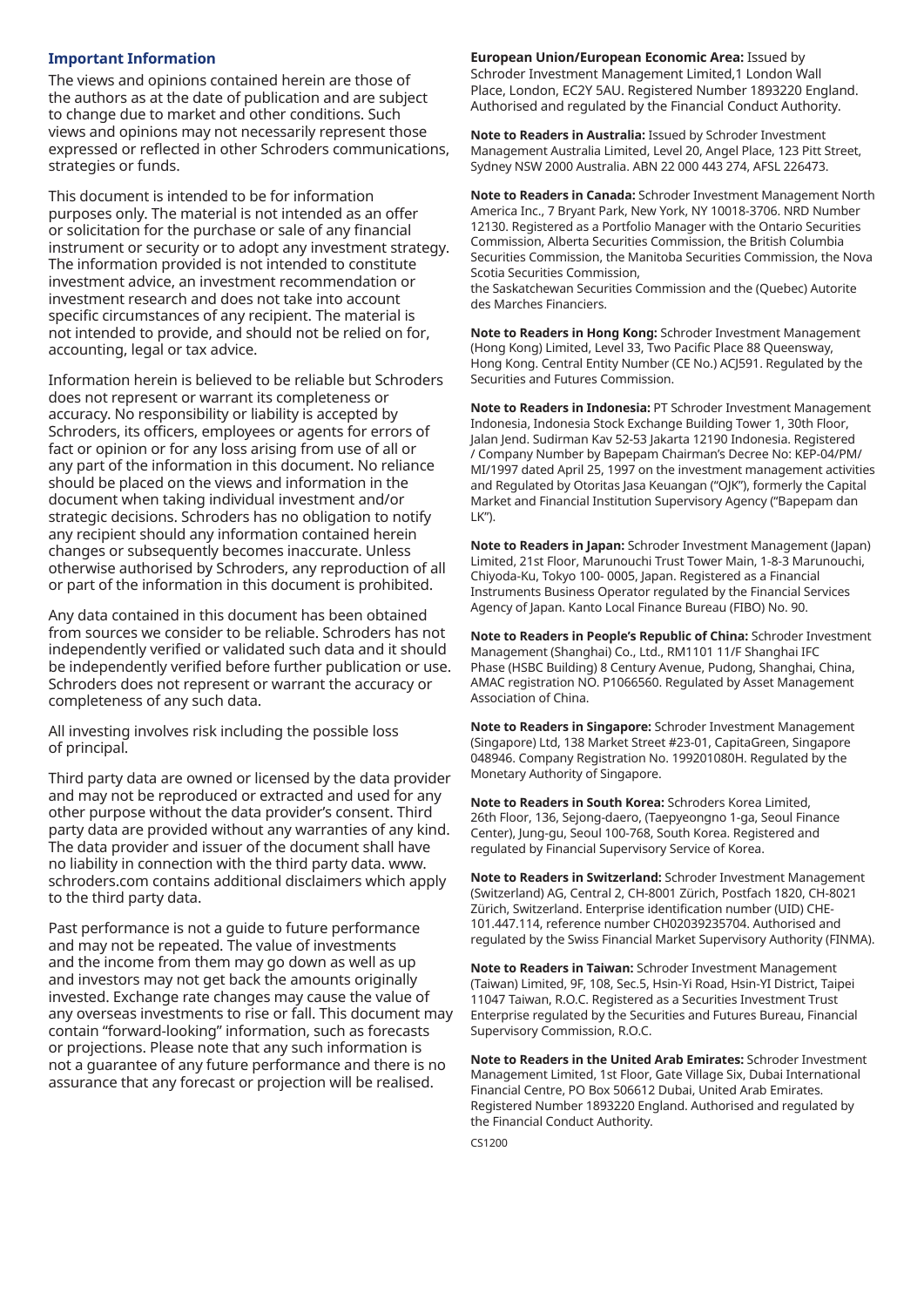## Important Information

The views and opinions contained herein are those of the authors as at the date of publication and are subject to change due to market and other conditions. Such views and opinions may not necessarily represent those expressed or reflected in other Schroders communications, strategies or funds.

This document is intended to be for information purposes only. The material is not intended as an offer or solicitation for the purchase or sale of any financial instrument or security or to adopt any investment strategy. The information provided is not intended to constitute investment advice, an investment recommendation or investment research and does not take into account specific circumstances of any recipient. The material is not intended to provide, and should not be relied on for, accounting, legal or tax advice.

Information herein is believed to be reliable but Schroders does not represent or warrant its completeness or accuracy. No responsibility or liability is accepted by Schroders, its officers, employees or agents for errors of fact or opinion or for any loss arising from use of all or any part of the information in this document. No reliance should be placed on the views and information in the document when taking individual investment and/or strategic decisions. Schroders has no obligation to notify any recipient should any information contained herein changes or subsequently becomes inaccurate. Unless otherwise authorised by Schroders, any reproduction of all or part of the information in this document is prohibited.

Any data contained in this document has been obtained from sources we consider to be reliable. Schroders has not independently verified or validated such data and it should be independently verified before further publication or use. Schroders does not represent or warrant the accuracy or completeness of any such data.

All investing involves risk including the possible loss of principal.

Third party data are owned or licensed by the data provider and may not be reproduced or extracted and used for any other purpose without the data provider's consent. Third party data are provided without any warranties of any kind. The data provider and issuer of the document shall have no liability in connection with the third party data. www.schroders.com contains additional disclaimers which apply to the third party data.

Past performance is not a guide to future performance and may not be repeated. The value of investments and the income from them may go down as well as up and investors may not get back the amounts originally invested. Exchange rate changes may cause the value of any overseas investments to rise or fall. This document may contain "forward-looking" information, such as forecasts or projections. Please note that any such information is not a guarantee of any future performance and there is no assurance that any forecast or projection will be realised.

**European Union/European Economic Area:** Issued by Schroder Investment Management Limited,1 London Wall Place, London, EC2Y 5AU. Registered Number 1893220 England. Authorised and regulated by the Financial Conduct Authority.

**Note to Readers in Australia:** Issued by Schroder Investment Management Australia Limited, Level 20, Angel Place, 123 Pitt Street, Sydney NSW 2000 Australia. ABN 22 000 443 274, AFSL 226473.

**Note to Readers in Canada:** Schroder Investment Management North America Inc., 7 Bryant Park, New York, NY 10018-3706. NRD Number 12130. Registered as a Portfolio Manager with the Ontario Securities Commission, Alberta Securities Commission, the British Columbia Securities Commission, the Manitoba Securities Commission, the Nova Scotia Securities Commission,
the Saskatchewan Securities Commission and the (Quebec) Autorite des Marches Financiers.

**Note to Readers in Hong Kong:** Schroder Investment Management (Hong Kong) Limited, Level 33, Two Pacific Place 88 Queensway, Hong Kong. Central Entity Number (CE No.) ACJ591. Regulated by the Securities and Futures Commission.

**Note to Readers in Indonesia:** PT Schroder Investment Management Indonesia, Indonesia Stock Exchange Building Tower 1, 30th Floor, Jalan Jend. Sudirman Kav 52-53 Jakarta 12190 Indonesia. Registered / Company Number by Bapepam Chairman's Decree No: KEP-04/PM/MI/1997 dated April 25, 1997 on the investment management activities and Regulated by Otoritas Jasa Keuangan ("OJK"), formerly the Capital Market and Financial Institution Supervisory Agency ("Bapepam dan LK").

**Note to Readers in Japan:** Schroder Investment Management (Japan) Limited, 21st Floor, Marunouchi Trust Tower Main, 1-8-3 Marunouchi, Chiyoda-Ku, Tokyo 100- 0005, Japan. Registered as a Financial Instruments Business Operator regulated by the Financial Services Agency of Japan. Kanto Local Finance Bureau (FIBO) No. 90.

**Note to Readers in People's Republic of China:** Schroder Investment Management (Shanghai) Co., Ltd., RM1101 11/F Shanghai IFC Phase (HSBC Building) 8 Century Avenue, Pudong, Shanghai, China, AMAC registration NO. P1066560. Regulated by Asset Management Association of China.

**Note to Readers in Singapore:** Schroder Investment Management (Singapore) Ltd, 138 Market Street #23-01, CapitaGreen, Singapore 048946. Company Registration No. 199201080H. Regulated by the Monetary Authority of Singapore.

**Note to Readers in South Korea:** Schroders Korea Limited, 26th Floor, 136, Sejong-daero, (Taepyeongno 1-ga, Seoul Finance Center), Jung-gu, Seoul 100-768, South Korea. Registered and regulated by Financial Supervisory Service of Korea.

**Note to Readers in Switzerland:** Schroder Investment Management (Switzerland) AG, Central 2, CH-8001 Zürich, Postfach 1820, CH-8021 Zürich, Switzerland. Enterprise identification number (UID) CHE-101.447.114, reference number CH02039235704. Authorised and regulated by the Swiss Financial Market Supervisory Authority (FINMA).

**Note to Readers in Taiwan:** Schroder Investment Management (Taiwan) Limited, 9F, 108, Sec.5, Hsin-Yi Road, Hsin-YI District, Taipei 11047 Taiwan, R.O.C. Registered as a Securities Investment Trust Enterprise regulated by the Securities and Futures Bureau, Financial Supervisory Commission, R.O.C.

**Note to Readers in the United Arab Emirates:** Schroder Investment Management Limited, 1st Floor, Gate Village Six, Dubai International Financial Centre, PO Box 506612 Dubai, United Arab Emirates. Registered Number 1893220 England. Authorised and regulated by the Financial Conduct Authority.

CS1200